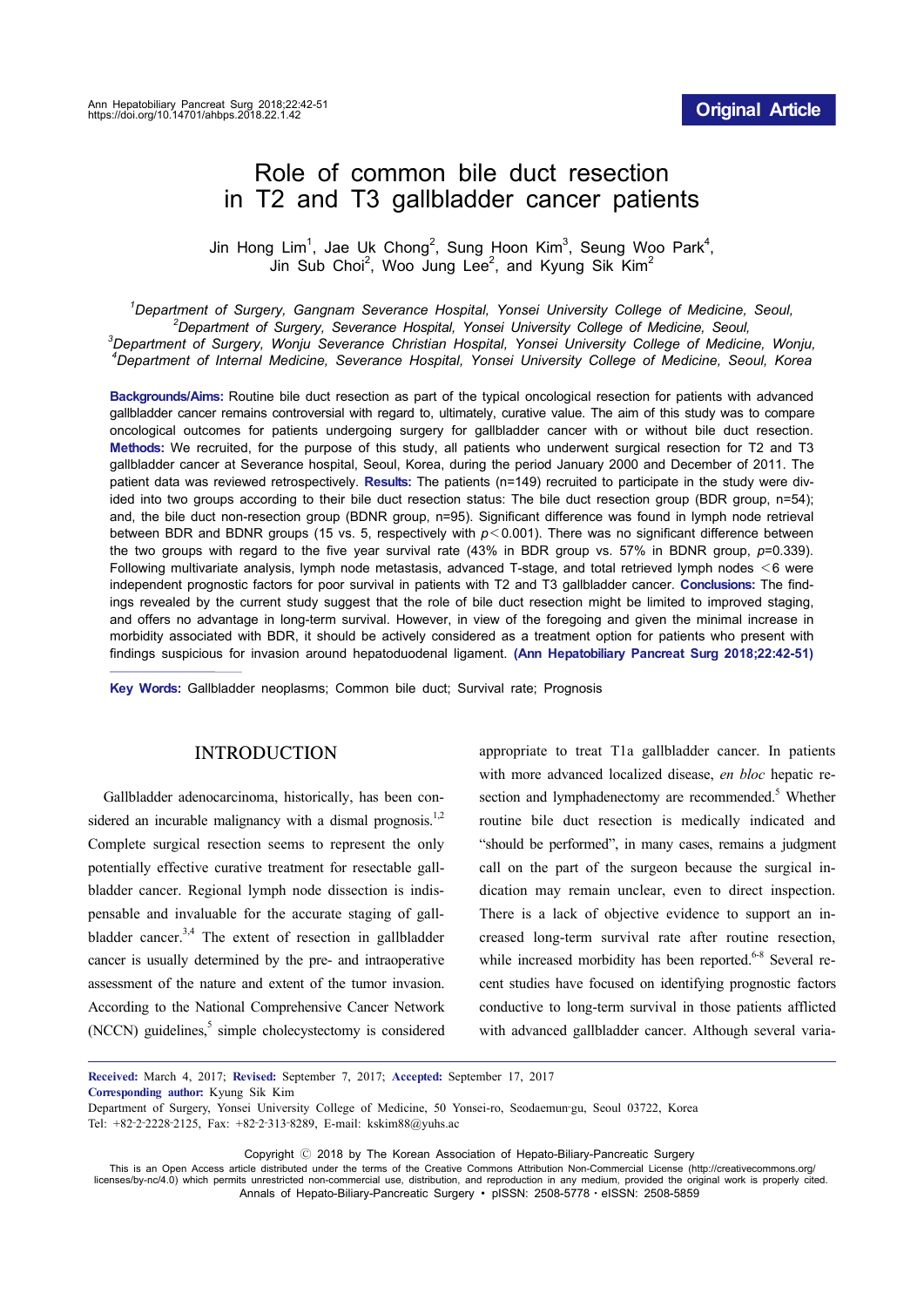Original Article

# Role of common bile duct resection in T2 and T3 gallbladder cancer patients

Jin Hong Lim[1], Jae Uk Chong[2], Sung Hoon Kim[3], Seung Woo Park[4], Jin Sub Choi[2], Woo Jung Lee[2], and Kyung Sik Kim[2]

[1]Department of Surgery, Gangnam Severance Hospital, Yonsei University College of Medicine, Seoul,
[2]Department of Surgery, Severance Hospital, Yonsei University College of Medicine, Seoul,
[3]Department of Surgery, Wonju Severance Christian Hospital, Yonsei University College of Medicine, Wonju,
[4]Department of Internal Medicine, Severance Hospital, Yonsei University College of Medicine, Seoul, Korea

**Backgrounds/Aims:** Routine bile duct resection as part of the typical oncological resection for patients with advanced gallbladder cancer remains controversial with regard to, ultimately, curative value. The aim of this study was to compare oncological outcomes for patients undergoing surgery for gallbladder cancer with or without bile duct resection. **Methods:** We recruited, for the purpose of this study, all patients who underwent surgical resection for T2 and T3 gallbladder cancer at Severance hospital, Seoul, Korea, during the period January 2000 and December of 2011. The patient data was reviewed retrospectively. **Results:** The patients (n=149) recruited to participate in the study were divided into two groups according to their bile duct resection status: The bile duct resection group (BDR group, n=54); and, the bile duct non-resection group (BDNR group, n=95). Significant difference was found in lymph node retrieval between BDR and BDNR groups (15 vs. 5, respectively with $p<0.001$). There was no significant difference between the two groups with regard to the five year survival rate (43% in BDR group vs. 57% in BDNR group, $p=0.339$). Following multivariate analysis, lymph node metastasis, advanced T-stage, and total retrieved lymph nodes <6 were independent prognostic factors for poor survival in patients with T2 and T3 gallbladder cancer. **Conclusions:** The findings revealed by the current study suggest that the role of bile duct resection might be limited to improved staging, and offers no advantage in long-term survival. However, in view of the foregoing and given the minimal increase in morbidity associated with BDR, it should be actively considered as a treatment option for patients who present with findings suspicious for invasion around hepatoduodenal ligament. **(Ann Hepatobiliary Pancreat Surg 2018;22:42-51)**

**Key Words:** Gallbladder neoplasms; Common bile duct; Survival rate; Prognosis

## INTRODUCTION

Gallbladder adenocarcinoma, historically, has been considered an incurable malignancy with a dismal prognosis.[1,2] Complete surgical resection seems to represent the only potentially effective curative treatment for resectable gallbladder cancer. Regional lymph node dissection is indispensable and invaluable for the accurate staging of gallbladder cancer.[3,4] The extent of resection in gallbladder cancer is usually determined by the pre- and intraoperative assessment of the nature and extent of the tumor invasion. According to the National Comprehensive Cancer Network (NCCN) guidelines,[5] simple cholecystectomy is considered appropriate to treat T1a gallbladder cancer. In patients with more advanced localized disease, *en bloc* hepatic resection and lymphadenectomy are recommended.[5] Whether routine bile duct resection is medically indicated and "should be performed", in many cases, remains a judgment call on the part of the surgeon because the surgical indication may remain unclear, even to direct inspection. There is a lack of objective evidence to support an increased long-term survival rate after routine resection, while increased morbidity has been reported.[6-8] Several recent studies have focused on identifying prognostic factors conductive to long-term survival in those patients afflicted with advanced gallbladder cancer. Although several varia-

**Received:** March 4, 2017; **Revised:** September 7, 2017; **Accepted:** September 17, 2017
**Corresponding author:** Kyung Sik Kim
Department of Surgery, Yonsei University College of Medicine, 50 Yonsei-ro, Seodaemun-gu, Seoul 03722, Korea
Tel: +82-2-2228-2125, Fax: +82-2-313-8289, E-mail: kskim88@yuhs.ac

Copyright © 2018 by The Korean Association of Hepato-Biliary-Pancreatic Surgery
This is an Open Access article distributed under the terms of the Creative Commons Attribution Non-Commercial License (http://creativecommons.org/licenses/by-nc/4.0) which permits unrestricted non-commercial use, distribution, and reproduction in any medium, provided the original work is properly cited.
Annals of Hepato-Biliary-Pancreatic Surgery • pISSN: 2508-5778 • eISSN: 2508-5859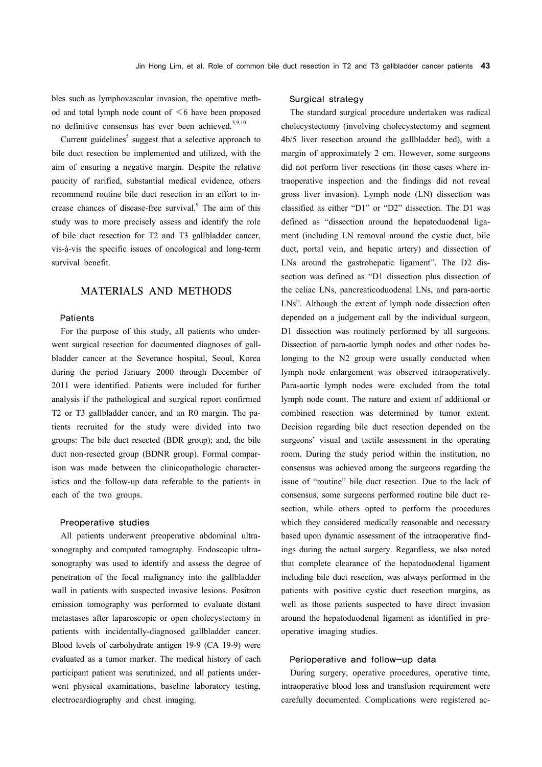bles such as lymphovascular invasion, the operative method and total lymph node count of <6 have been proposed no definitive consensus has ever been achieved.[3,9,10]

Current guidelines[5] suggest that a selective approach to bile duct resection be implemented and utilized, with the aim of ensuring a negative margin. Despite the relative paucity of rarified, substantial medical evidence, others recommend routine bile duct resection in an effort to increase chances of disease-free survival.[9] The aim of this study was to more precisely assess and identify the role of bile duct resection for T2 and T3 gallbladder cancer, vis-à-vis the specific issues of oncological and long-term survival benefit.

## MATERIALS AND METHODS

### Patients

For the purpose of this study, all patients who underwent surgical resection for documented diagnoses of gallbladder cancer at the Severance hospital, Seoul, Korea during the period January 2000 through December of 2011 were identified. Patients were included for further analysis if the pathological and surgical report confirmed T2 or T3 gallbladder cancer, and an R0 margin. The patients recruited for the study were divided into two groups: The bile duct resected (BDR group); and, the bile duct non-resected group (BDNR group). Formal comparison was made between the clinicopathologic characteristics and the follow-up data referable to the patients in each of the two groups.

### Preoperative studies

All patients underwent preoperative abdominal ultrasonography and computed tomography. Endoscopic ultrasonography was used to identify and assess the degree of penetration of the focal malignancy into the gallbladder wall in patients with suspected invasive lesions. Positron emission tomography was performed to evaluate distant metastases after laparoscopic or open cholecystectomy in patients with incidentally-diagnosed gallbladder cancer. Blood levels of carbohydrate antigen 19-9 (CA 19-9) were evaluated as a tumor marker. The medical history of each participant patient was scrutinized, and all patients underwent physical examinations, baseline laboratory testing, electrocardiography and chest imaging.

### Surgical strategy

The standard surgical procedure undertaken was radical cholecystectomy (involving cholecystectomy and segment 4b/5 liver resection around the gallbladder bed), with a margin of approximately 2 cm. However, some surgeons did not perform liver resections (in those cases where intraoperative inspection and the findings did not reveal gross liver invasion). Lymph node (LN) dissection was classified as either "D1" or "D2" dissection. The D1 was defined as "dissection around the hepatoduodenal ligament (including LN removal around the cystic duct, bile duct, portal vein, and hepatic artery) and dissection of LNs around the gastrohepatic ligament". The D2 dissection was defined as "D1 dissection plus dissection of the celiac LNs, pancreaticoduodenal LNs, and para-aortic LNs". Although the extent of lymph node dissection often depended on a judgement call by the individual surgeon, D1 dissection was routinely performed by all surgeons. Dissection of para-aortic lymph nodes and other nodes belonging to the N2 group were usually conducted when lymph node enlargement was observed intraoperatively. Para-aortic lymph nodes were excluded from the total lymph node count. The nature and extent of additional or combined resection was determined by tumor extent. Decision regarding bile duct resection depended on the surgeons' visual and tactile assessment in the operating room. During the study period within the institution, no consensus was achieved among the surgeons regarding the issue of "routine" bile duct resection. Due to the lack of consensus, some surgeons performed routine bile duct resection, while others opted to perform the procedures which they considered medically reasonable and necessary based upon dynamic assessment of the intraoperative findings during the actual surgery. Regardless, we also noted that complete clearance of the hepatoduodenal ligament including bile duct resection, was always performed in the patients with positive cystic duct resection margins, as well as those patients suspected to have direct invasion around the hepatoduodenal ligament as identified in preoperative imaging studies.

### Perioperative and follow-up data

During surgery, operative procedures, operative time, intraoperative blood loss and transfusion requirement were carefully documented. Complications were registered ac-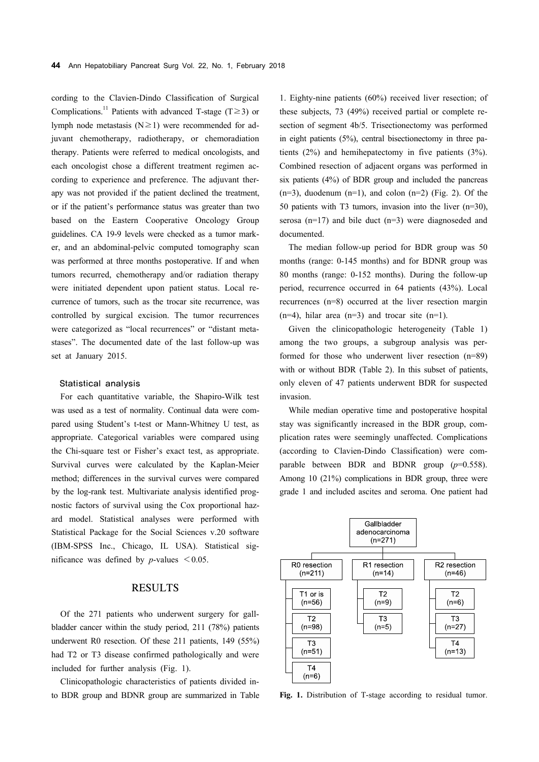cording to the Clavien-Dindo Classification of Surgical Complications.[11] Patients with advanced T-stage (T≥3) or lymph node metastasis (N≥1) were recommended for adjuvant chemotherapy, radiotherapy, or chemoradiation therapy. Patients were referred to medical oncologists, and each oncologist chose a different treatment regimen according to experience and preference. The adjuvant therapy was not provided if the patient declined the treatment, or if the patient's performance status was greater than two based on the Eastern Cooperative Oncology Group guidelines. CA 19-9 levels were checked as a tumor marker, and an abdominal-pelvic computed tomography scan was performed at three months postoperative. If and when tumors recurred, chemotherapy and/or radiation therapy were initiated dependent upon patient status. Local recurrence of tumors, such as the trocar site recurrence, was controlled by surgical excision. The tumor recurrences were categorized as "local recurrences" or "distant metastases". The documented date of the last follow-up was set at January 2015.

### Statistical analysis

For each quantitative variable, the Shapiro-Wilk test was used as a test of normality. Continual data were compared using Student's t-test or Mann-Whitney U test, as appropriate. Categorical variables were compared using the Chi-square test or Fisher's exact test, as appropriate. Survival curves were calculated by the Kaplan-Meier method; differences in the survival curves were compared by the log-rank test. Multivariate analysis identified prognostic factors of survival using the Cox proportional hazard model. Statistical analyses were performed with Statistical Package for the Social Sciences v.20 software (IBM-SPSS Inc., Chicago, IL USA). Statistical significance was defined by $p$-values $<0.05$.

## RESULTS

Of the 271 patients who underwent surgery for gallbladder cancer within the study period, 211 (78%) patients underwent R0 resection. Of these 211 patients, 149 (55%) had T2 or T3 disease confirmed pathologically and were included for further analysis (Fig. 1).

Clinicopathologic characteristics of patients divided into BDR group and BDNR group are summarized in Table 1. Eighty-nine patients (60%) received liver resection; of these subjects, 73 (49%) received partial or complete resection of segment 4b/5. Trisectionectomy was performed in eight patients (5%), central bisectionectomy in three patients (2%) and hemihepatectomy in five patients (3%). Combined resection of adjacent organs was performed in six patients (4%) of BDR group and included the pancreas (n=3), duodenum (n=1), and colon (n=2) (Fig. 2). Of the 50 patients with T3 tumors, invasion into the liver (n=30), serosa (n=17) and bile duct (n=3) were diagnoseded and documented.

The median follow-up period for BDR group was 50 months (range: 0-145 months) and for BDNR group was 80 months (range: 0-152 months). During the follow-up period, recurrence occurred in 64 patients (43%). Local recurrences (n=8) occurred at the liver resection margin (n=4), hilar area (n=3) and trocar site (n=1).

Given the clinicopathologic heterogeneity (Table 1) among the two groups, a subgroup analysis was performed for those who underwent liver resection (n=89) with or without BDR (Table 2). In this subset of patients, only eleven of 47 patients underwent BDR for suspected invasion.

While median operative time and postoperative hospital stay was significantly increased in the BDR group, complication rates were seemingly unaffected. Complications (according to Clavien-Dindo Classification) were comparable between BDR and BDNR group ($p$=0.558). Among 10 (21%) complications in BDR group, three were grade 1 and included ascites and seroma. One patient had

Gallbladder adenocarcinoma (n=271)
- R0 resection (n=211)
  - T1 or is (n=56)
  - T2 (n=98)
  - T3 (n=51)
  - T4 (n=6)
- R1 resection (n=14)
  - T2 (n=9)
  - T3 (n=5)
- R2 resection (n=46)
  - T2 (n=6)
  - T3 (n=27)
  - T4 (n=13)

**Fig. 1.** Distribution of T-stage according to residual tumor.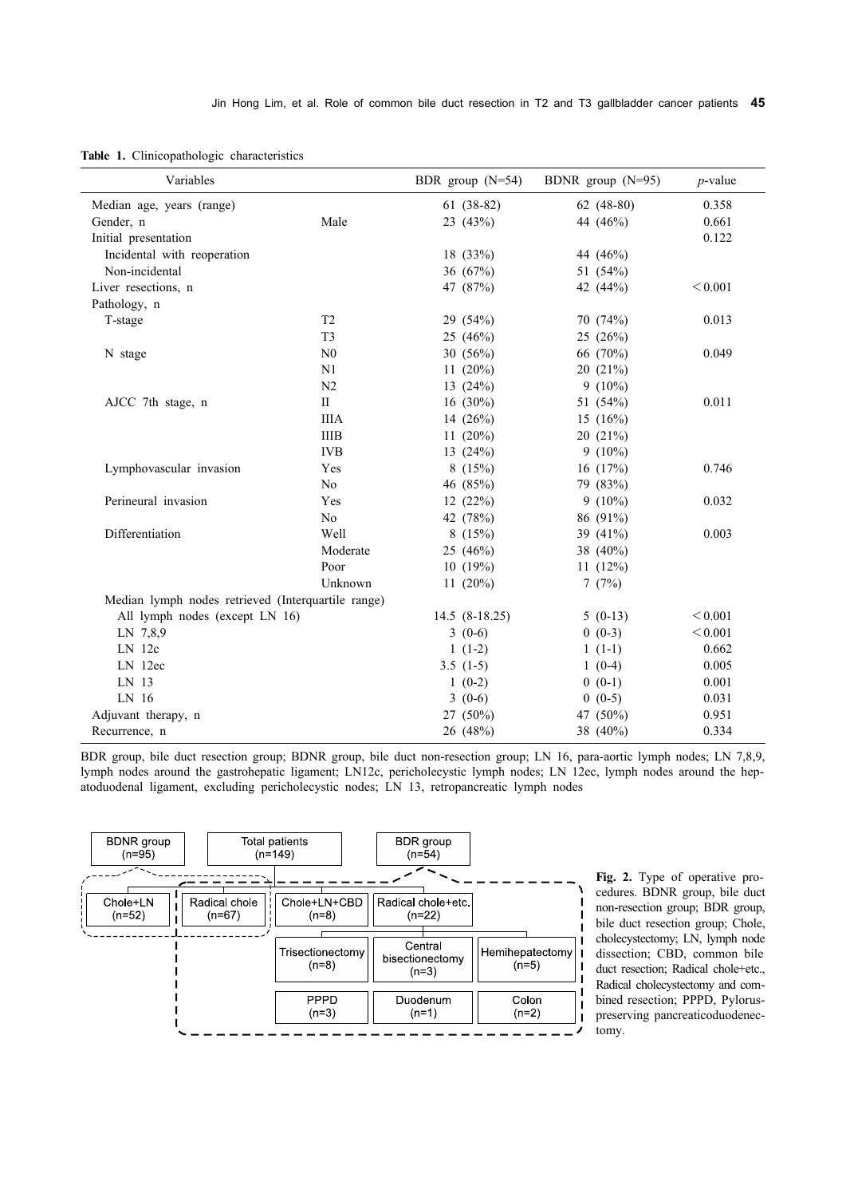**Table 1.** Clinicopathologic characteristics

| Variables | | BDR group (N=54) | BDNR group (N=95) | *p*-value |
|---|---|---|---|---|
| Median age, years (range) | | 61 (38-82) | 62 (48-80) | 0.358 |
| Gender, n | Male | 23 (43%) | 44 (46%) | 0.661 |
| Initial presentation | | | | 0.122 |
| Incidental with reoperation | | 18 (33%) | 44 (46%) | |
| Non-incidental | | 36 (67%) | 51 (54%) | |
| Liver resections, n | | 47 (87%) | 42 (44%) | <0.001 |
| Pathology, n | | | | |
| T-stage | T2 | 29 (54%) | 70 (74%) | 0.013 |
| | T3 | 25 (46%) | 25 (26%) | |
| N stage | N0 | 30 (56%) | 66 (70%) | 0.049 |
| | N1 | 11 (20%) | 20 (21%) | |
| | N2 | 13 (24%) | 9 (10%) | |
| AJCC 7th stage, n | II | 16 (30%) | 51 (54%) | 0.011 |
| | IIIA | 14 (26%) | 15 (16%) | |
| | IIIB | 11 (20%) | 20 (21%) | |
| | IVB | 13 (24%) | 9 (10%) | |
| Lymphovascular invasion | Yes | 8 (15%) | 16 (17%) | 0.746 |
| | No | 46 (85%) | 79 (83%) | |
| Perineural invasion | Yes | 12 (22%) | 9 (10%) | 0.032 |
| | No | 42 (78%) | 86 (91%) | |
| Differentiation | Well | 8 (15%) | 39 (41%) | 0.003 |
| | Moderate | 25 (46%) | 38 (40%) | |
| | Poor | 10 (19%) | 11 (12%) | |
| | Unknown | 11 (20%) | 7 (7%) | |
| Median lymph nodes retrieved (Interquartile range) | | | | |
| All lymph nodes (except LN 16) | | 14.5 (8-18.25) | 5 (0-13) | <0.001 |
| LN 7,8,9 | | 3 (0-6) | 0 (0-3) | <0.001 |
| LN 12c | | 1 (1-2) | 1 (1-1) | 0.662 |
| LN 12ec | | 3.5 (1-5) | 1 (0-4) | 0.005 |
| LN 13 | | 1 (0-2) | 0 (0-1) | 0.001 |
| LN 16 | | 3 (0-6) | 0 (0-5) | 0.031 |
| Adjuvant therapy, n | | 27 (50%) | 47 (50%) | 0.951 |
| Recurrence, n | | 26 (48%) | 38 (40%) | 0.334 |

BDR group, bile duct resection group; BDNR group, bile duct non-resection group; LN 16, para-aortic lymph nodes; LN 7,8,9, lymph nodes around the gastrohepatic ligament; LN12c, pericholecystic lymph nodes; LN 12ec, lymph nodes around the hepatoduodenal ligament, excluding pericholecystic nodes; LN 13, retropancreatic lymph nodes

**Fig. 2.** Type of operative procedures. BDNR group, bile duct non-resection group; BDR group, bile duct resection group; Chole, cholecystectomy; LN, lymph node dissection; CBD, common bile duct resection; Radical chole+etc., Radical cholecystectomy and combined resection; PPPD, Pylorus-preserving pancreaticoduodenectomy.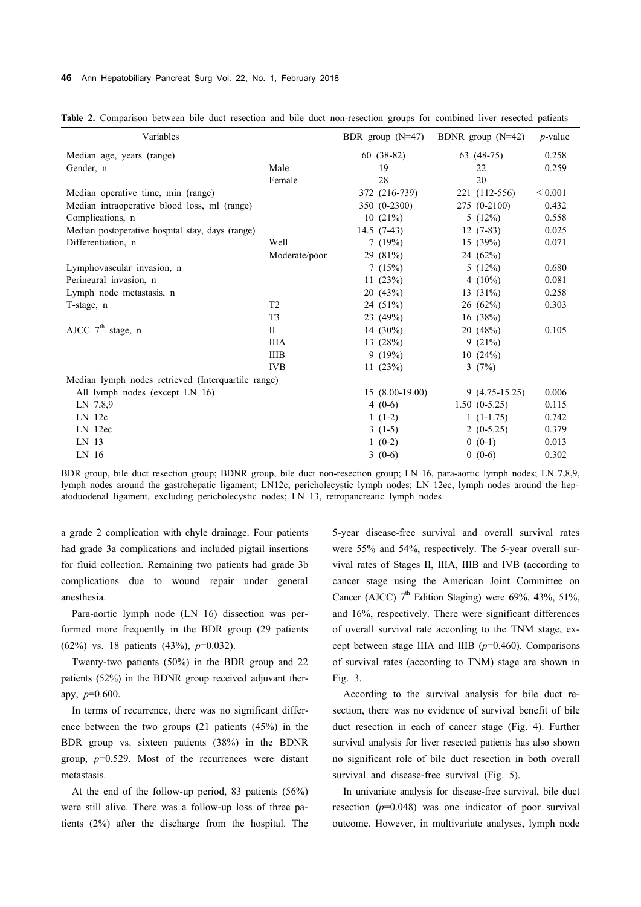**Table 2.** Comparison between bile duct resection and bile duct non-resection groups for combined liver resected patients

| Variables | | BDR group (N=47) | BDNR group (N=42) | *p*-value |
|---|---|---|---|---|
| Median age, years (range) | | 60 (38-82) | 63 (48-75) | 0.258 |
| Gender, n | Male | 19 | 22 | 0.259 |
| | Female | 28 | 20 | |
| Median operative time, min (range) | | 372 (216-739) | 221 (112-556) | $<0.001$ |
| Median intraoperative blood loss, ml (range) | | 350 (0-2300) | 275 (0-2100) | 0.432 |
| Complications, n | | 10 (21%) | 5 (12%) | 0.558 |
| Median postoperative hospital stay, days (range) | | 14.5 (7-43) | 12 (7-83) | 0.025 |
| Differentiation, n | Well | 7 (19%) | 15 (39%) | 0.071 |
| | Moderate/poor | 29 (81%) | 24 (62%) | |
| Lymphovascular invasion, n | | 7 (15%) | 5 (12%) | 0.680 |
| Perineural invasion, n | | 11 (23%) | 4 (10%) | 0.081 |
| Lymph node metastasis, n | | 20 (43%) | 13 (31%) | 0.258 |
| T-stage, n | T2 | 24 (51%) | 26 (62%) | 0.303 |
| | T3 | 23 (49%) | 16 (38%) | |
| AJCC 7th stage, n | II | 14 (30%) | 20 (48%) | 0.105 |
| | IIIA | 13 (28%) | 9 (21%) | |
| | IIIB | 9 (19%) | 10 (24%) | |
| | IVB | 11 (23%) | 3 (7%) | |
| Median lymph nodes retrieved (Interquartile range) | | | | |
| All lymph nodes (except LN 16) | | 15 (8.00-19.00) | 9 (4.75-15.25) | 0.006 |
| LN 7,8,9 | | 4 (0-6) | 1.50 (0-5.25) | 0.115 |
| LN 12c | | 1 (1-2) | 1 (1-1.75) | 0.742 |
| LN 12ec | | 3 (1-5) | 2 (0-5.25) | 0.379 |
| LN 13 | | 1 (0-2) | 0 (0-1) | 0.013 |
| LN 16 | | 3 (0-6) | 0 (0-6) | 0.302 |

BDR group, bile duct resection group; BDNR group, bile duct non-resection group; LN 16, para-aortic lymph nodes; LN 7,8,9, lymph nodes around the gastrohepatic ligament; LN12c, pericholecystic lymph nodes; LN 12ec, lymph nodes around the hepatoduodenal ligament, excluding pericholecystic nodes; LN 13, retropancreatic lymph nodes

a grade 2 complication with chyle drainage. Four patients had grade 3a complications and included pigtail insertions for fluid collection. Remaining two patients had grade 3b complications due to wound repair under general anesthesia.

Para-aortic lymph node (LN 16) dissection was performed more frequently in the BDR group (29 patients (62%) vs. 18 patients (43%), *p*=0.032).

Twenty-two patients (50%) in the BDR group and 22 patients (52%) in the BDNR group received adjuvant therapy, *p*=0.600.

In terms of recurrence, there was no significant difference between the two groups (21 patients (45%) in the BDR group vs. sixteen patients (38%) in the BDNR group, *p*=0.529. Most of the recurrences were distant metastasis.

At the end of the follow-up period, 83 patients (56%) were still alive. There was a follow-up loss of three patients (2%) after the discharge from the hospital. The 5-year disease-free survival and overall survival rates were 55% and 54%, respectively. The 5-year overall survival rates of Stages II, IIIA, IIIB and IVB (according to cancer stage using the American Joint Committee on Cancer (AJCC) 7th Edition Staging) were 69%, 43%, 51%, and 16%, respectively. There were significant differences of overall survival rate according to the TNM stage, except between stage IIIA and IIIB (*p*=0.460). Comparisons of survival rates (according to TNM) stage are shown in Fig. 3.

According to the survival analysis for bile duct resection, there was no evidence of survival benefit of bile duct resection in each of cancer stage (Fig. 4). Further survival analysis for liver resected patients has also shown no significant role of bile duct resection in both overall survival and disease-free survival (Fig. 5).

In univariate analysis for disease-free survival, bile duct resection (*p*=0.048) was one indicator of poor survival outcome. However, in multivariate analyses, lymph node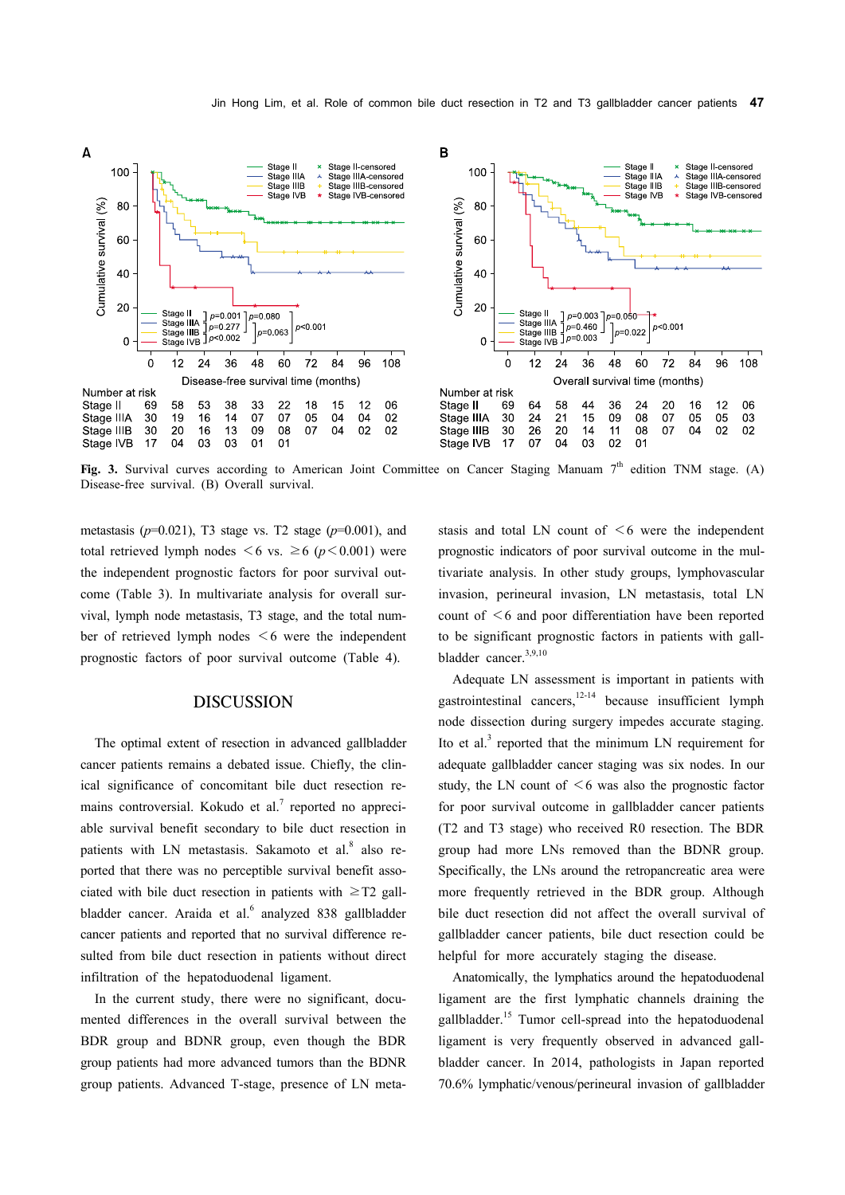Fig. 3. Survival curves according to American Joint Committee on Cancer Staging Manuam 7th edition TNM stage. (A) Disease-free survival. (B) Overall survival.

metastasis ($p$=0.021), T3 stage vs. T2 stage ($p$=0.001), and total retrieved lymph nodes <6 vs. ≥6 ($p$<0.001) were the independent prognostic factors for poor survival outcome (Table 3). In multivariate analysis for overall survival, lymph node metastasis, T3 stage, and the total number of retrieved lymph nodes <6 were the independent prognostic factors of poor survival outcome (Table 4).

## DISCUSSION

The optimal extent of resection in advanced gallbladder cancer patients remains a debated issue. Chiefly, the clinical significance of concomitant bile duct resection remains controversial. Kokudo et al.[7] reported no appreciable survival benefit secondary to bile duct resection in patients with LN metastasis. Sakamoto et al.[8] also reported that there was no perceptible survival benefit associated with bile duct resection in patients with ≥T2 gallbladder cancer. Araida et al.[6] analyzed 838 gallbladder cancer patients and reported that no survival difference resulted from bile duct resection in patients without direct infiltration of the hepatoduodenal ligament.

In the current study, there were no significant, documented differences in the overall survival between the BDR group and BDNR group, even though the BDR group patients had more advanced tumors than the BDNR group patients. Advanced T-stage, presence of LN metastasis and total LN count of <6 were the independent prognostic indicators of poor survival outcome in the multivariate analysis. In other study groups, lymphovascular invasion, perineural invasion, LN metastasis, total LN count of <6 and poor differentiation have been reported to be significant prognostic factors in patients with gallbladder cancer.[3,9,10]

Adequate LN assessment is important in patients with gastrointestinal cancers,[12-14] because insufficient lymph node dissection during surgery impedes accurate staging. Ito et al.[3] reported that the minimum LN requirement for adequate gallbladder cancer staging was six nodes. In our study, the LN count of <6 was also the prognostic factor for poor survival outcome in gallbladder cancer patients (T2 and T3 stage) who received R0 resection. The BDR group had more LNs removed than the BDNR group. Specifically, the LNs around the retropancreatic area were more frequently retrieved in the BDR group. Although bile duct resection did not affect the overall survival of gallbladder cancer patients, bile duct resection could be helpful for more accurately staging the disease.

Anatomically, the lymphatics around the hepatoduodenal ligament are the first lymphatic channels draining the gallbladder.[15] Tumor cell-spread into the hepatoduodenal ligament is very frequently observed in advanced gallbladder cancer. In 2014, pathologists in Japan reported 70.6% lymphatic/venous/perineural invasion of gallbladder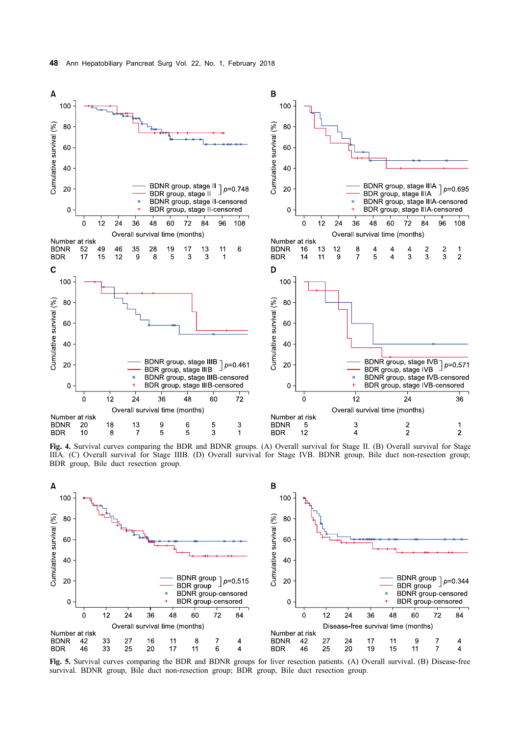**Fig. 4.** Survival curves comparing the BDR and BDNR groups. (A) Overall survival for Stage II. (B) Overall survival for Stage IIIA. (C) Overall survival for Stage IIIB. (D) Overall survival for Stage IVB. BDNR group, Bile duct non-resection group; BDR group, Bile duct resection group.

**Fig. 5.** Survival curves comparing the BDR and BDNR groups for liver resection patients. (A) Overall survival. (B) Disease-free survival. BDNR group, Bile duct non-resection group; BDR group, Bile duct resection group.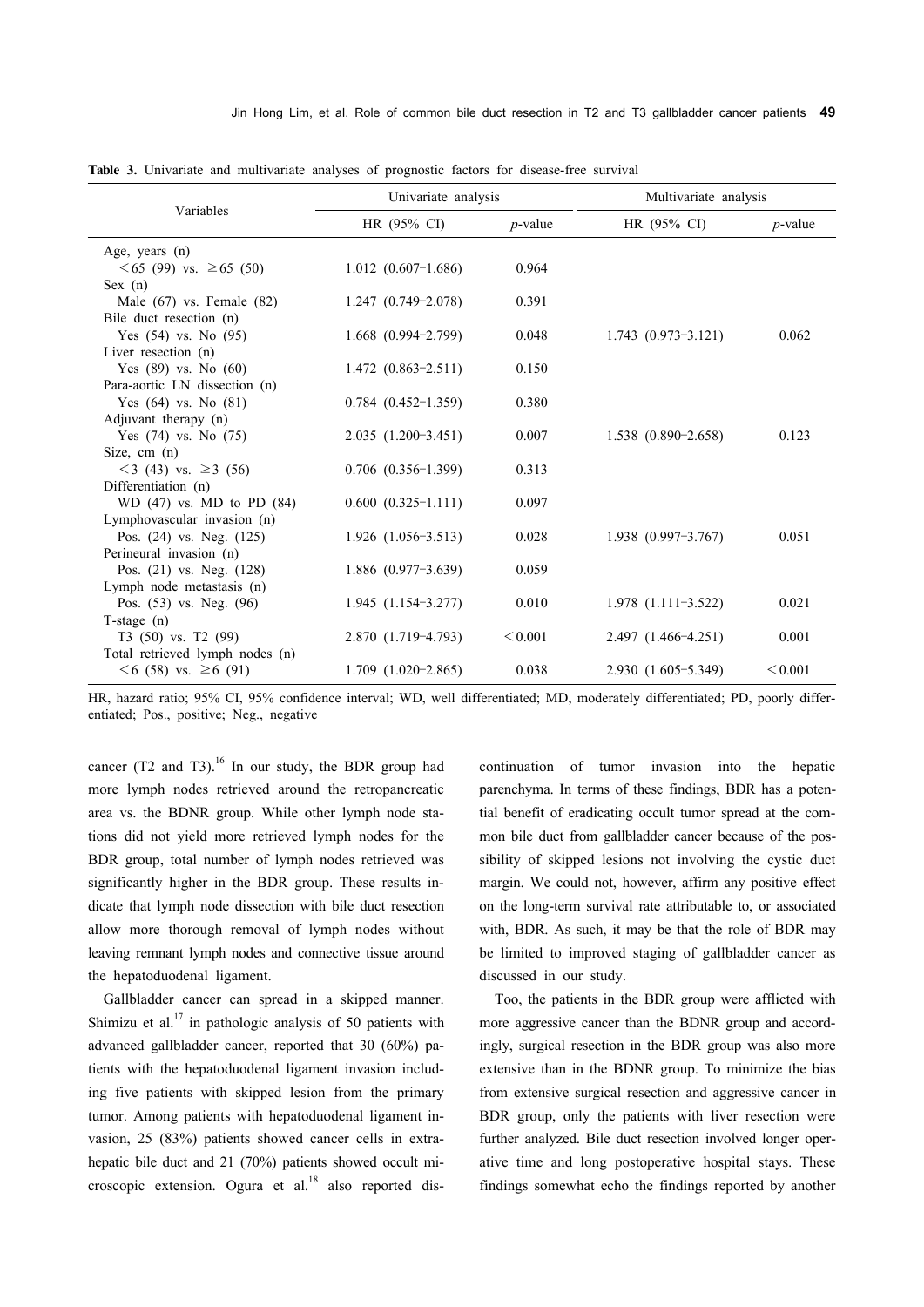**Table 3.** Univariate and multivariate analyses of prognostic factors for disease-free survival

| Variables | Univariate analysis | | Multivariate analysis | |
|---|---|---|---|---|
| | HR (95% CI) | *p*-value | HR (95% CI) | *p*-value |
| Age, years (n) | | | | |
| <65 (99) vs. ≥65 (50) | 1.012 (0.607–1.686) | 0.964 | | |
| Sex (n) | | | | |
| Male (67) vs. Female (82) | 1.247 (0.749–2.078) | 0.391 | | |
| Bile duct resection (n) | | | | |
| Yes (54) vs. No (95) | 1.668 (0.994–2.799) | 0.048 | 1.743 (0.973–3.121) | 0.062 |
| Liver resection (n) | | | | |
| Yes (89) vs. No (60) | 1.472 (0.863–2.511) | 0.150 | | |
| Para-aortic LN dissection (n) | | | | |
| Yes (64) vs. No (81) | 0.784 (0.452–1.359) | 0.380 | | |
| Adjuvant therapy (n) | | | | |
| Yes (74) vs. No (75) | 2.035 (1.200–3.451) | 0.007 | 1.538 (0.890–2.658) | 0.123 |
| Size, cm (n) | | | | |
| <3 (43) vs. ≥3 (56) | 0.706 (0.356–1.399) | 0.313 | | |
| Differentiation (n) | | | | |
| WD (47) vs. MD to PD (84) | 0.600 (0.325–1.111) | 0.097 | | |
| Lymphovascular invasion (n) | | | | |
| Pos. (24) vs. Neg. (125) | 1.926 (1.056–3.513) | 0.028 | 1.938 (0.997–3.767) | 0.051 |
| Perineural invasion (n) | | | | |
| Pos. (21) vs. Neg. (128) | 1.886 (0.977–3.639) | 0.059 | | |
| Lymph node metastasis (n) | | | | |
| Pos. (53) vs. Neg. (96) | 1.945 (1.154–3.277) | 0.010 | 1.978 (1.111–3.522) | 0.021 |
| T-stage (n) | | | | |
| T3 (50) vs. T2 (99) | 2.870 (1.719–4.793) | <0.001 | 2.497 (1.466–4.251) | 0.001 |
| Total retrieved lymph nodes (n) | | | | |
| <6 (58) vs. ≥6 (91) | 1.709 (1.020–2.865) | 0.038 | 2.930 (1.605–5.349) | <0.001 |

HR, hazard ratio; 95% CI, 95% confidence interval; WD, well differentiated; MD, moderately differentiated; PD, poorly differentiated; Pos., positive; Neg., negative

cancer (T2 and T3).[16] In our study, the BDR group had more lymph nodes retrieved around the retropancreatic area vs. the BDNR group. While other lymph node stations did not yield more retrieved lymph nodes for the BDR group, total number of lymph nodes retrieved was significantly higher in the BDR group. These results indicate that lymph node dissection with bile duct resection allow more thorough removal of lymph nodes without leaving remnant lymph nodes and connective tissue around the hepatoduodenal ligament.

Gallbladder cancer can spread in a skipped manner. Shimizu et al.[17] in pathologic analysis of 50 patients with advanced gallbladder cancer, reported that 30 (60%) patients with the hepatoduodenal ligament invasion including five patients with skipped lesion from the primary tumor. Among patients with hepatoduodenal ligament invasion, 25 (83%) patients showed cancer cells in extrahepatic bile duct and 21 (70%) patients showed occult microscopic extension. Ogura et al.[18] also reported discontinuation of tumor invasion into the hepatic parenchyma. In terms of these findings, BDR has a potential benefit of eradicating occult tumor spread at the common bile duct from gallbladder cancer because of the possibility of skipped lesions not involving the cystic duct margin. We could not, however, affirm any positive effect on the long-term survival rate attributable to, or associated with, BDR. As such, it may be that the role of BDR may be limited to improved staging of gallbladder cancer as discussed in our study.

Too, the patients in the BDR group were afflicted with more aggressive cancer than the BDNR group and accordingly, surgical resection in the BDR group was also more extensive than in the BDNR group. To minimize the bias from extensive surgical resection and aggressive cancer in BDR group, only the patients with liver resection were further analyzed. Bile duct resection involved longer operative time and long postoperative hospital stays. These findings somewhat echo the findings reported by another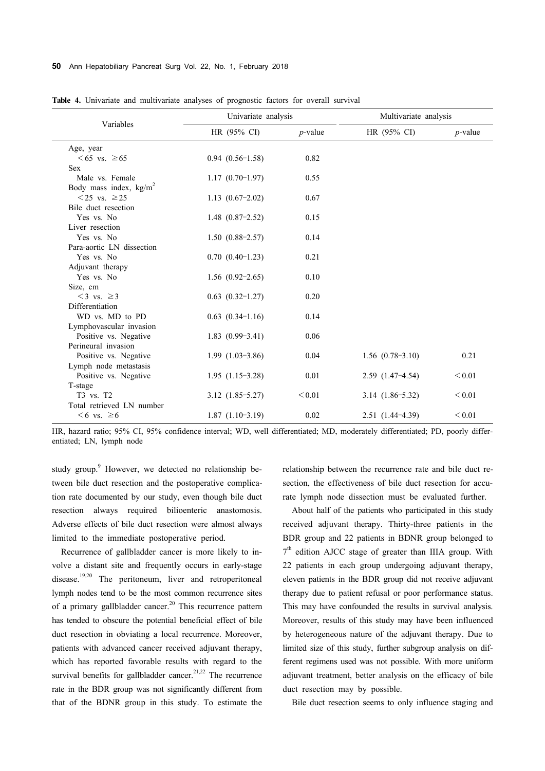**Table 4.** Univariate and multivariate analyses of prognostic factors for overall survival

| Variables | Univariate analysis | | Multivariate analysis | |
|---|---|---|---|---|
| | HR (95% CI) | *p*-value | HR (95% CI) | *p*-value |
| Age, year | | | | |
| <65 vs. ≥65 | 0.94 (0.56–1.58) | 0.82 | | |
| Sex | | | | |
| Male vs. Female | 1.17 (0.70–1.97) | 0.55 | | |
| Body mass index, $kg/m^2$ | | | | |
| <25 vs. ≥25 | 1.13 (0.67–2.02) | 0.67 | | |
| Bile duct resection | | | | |
| Yes vs. No | 1.48 (0.87–2.52) | 0.15 | | |
| Liver resection | | | | |
| Yes vs. No | 1.50 (0.88–2.57) | 0.14 | | |
| Para-aortic LN dissection | | | | |
| Yes vs. No | 0.70 (0.40–1.23) | 0.21 | | |
| Adjuvant therapy | | | | |
| Yes vs. No | 1.56 (0.92–2.65) | 0.10 | | |
| Size, cm | | | | |
| <3 vs. ≥3 | 0.63 (0.32–1.27) | 0.20 | | |
| Differentiation | | | | |
| WD vs. MD to PD | 0.63 (0.34–1.16) | 0.14 | | |
| Lymphovascular invasion | | | | |
| Positive vs. Negative | 1.83 (0.99–3.41) | 0.06 | | |
| Perineural invasion | | | | |
| Positive vs. Negative | 1.99 (1.03–3.86) | 0.04 | 1.56 (0.78–3.10) | 0.21 |
| Lymph node metastasis | | | | |
| Positive vs. Negative | 1.95 (1.15–3.28) | 0.01 | 2.59 (1.47–4.54) | <0.01 |
| T-stage | | | | |
| T3 vs. T2 | 3.12 (1.85–5.27) | <0.01 | 3.14 (1.86–5.32) | <0.01 |
| Total retrieved LN number | | | | |
| <6 vs. ≥6 | 1.87 (1.10–3.19) | 0.02 | 2.51 (1.44–4.39) | <0.01 |

HR, hazard ratio; 95% CI, 95% confidence interval; WD, well differentiated; MD, moderately differentiated; PD, poorly differentiated; LN, lymph node

study group.[9] However, we detected no relationship between bile duct resection and the postoperative complication rate documented by our study, even though bile duct resection always required bilioenteric anastomosis. Adverse effects of bile duct resection were almost always limited to the immediate postoperative period.

Recurrence of gallbladder cancer is more likely to involve a distant site and frequently occurs in early-stage disease.[19,20] The peritoneum, liver and retroperitoneal lymph nodes tend to be the most common recurrence sites of a primary gallbladder cancer.[20] This recurrence pattern has tended to obscure the potential beneficial effect of bile duct resection in obviating a local recurrence. Moreover, patients with advanced cancer received adjuvant therapy, which has reported favorable results with regard to the survival benefits for gallbladder cancer.[21,22] The recurrence rate in the BDR group was not significantly different from that of the BDNR group in this study. To estimate the relationship between the recurrence rate and bile duct resection, the effectiveness of bile duct resection for accurate lymph node dissection must be evaluated further.

About half of the patients who participated in this study received adjuvant therapy. Thirty-three patients in the BDR group and 22 patients in BDNR group belonged to 7th edition AJCC stage of greater than IIIA group. With 22 patients in each group undergoing adjuvant therapy, eleven patients in the BDR group did not receive adjuvant therapy due to patient refusal or poor performance status. This may have confounded the results in survival analysis. Moreover, results of this study may have been influenced by heterogeneous nature of the adjuvant therapy. Due to limited size of this study, further subgroup analysis on different regimens used was not possible. With more uniform adjuvant treatment, better analysis on the efficacy of bile duct resection may by possible.

Bile duct resection seems to only influence staging and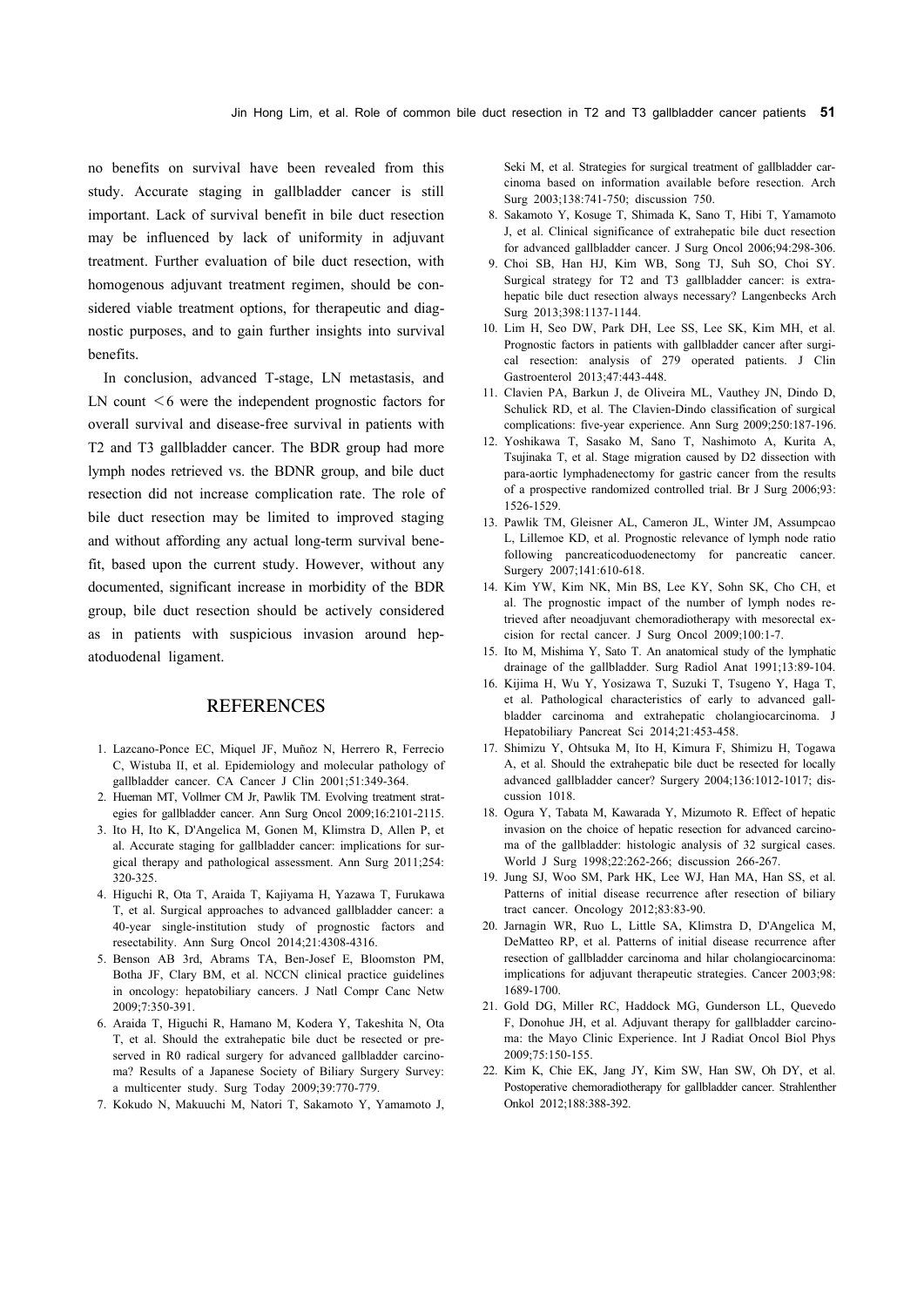no benefits on survival have been revealed from this study. Accurate staging in gallbladder cancer is still important. Lack of survival benefit in bile duct resection may be influenced by lack of uniformity in adjuvant treatment. Further evaluation of bile duct resection, with homogenous adjuvant treatment regimen, should be considered viable treatment options, for therapeutic and diagnostic purposes, and to gain further insights into survival benefits.

In conclusion, advanced T-stage, LN metastasis, and LN count <6 were the independent prognostic factors for overall survival and disease-free survival in patients with T2 and T3 gallbladder cancer. The BDR group had more lymph nodes retrieved vs. the BDNR group, and bile duct resection did not increase complication rate. The role of bile duct resection may be limited to improved staging and without affording any actual long-term survival benefit, based upon the current study. However, without any documented, significant increase in morbidity of the BDR group, bile duct resection should be actively considered as in patients with suspicious invasion around hepatoduodenal ligament.

## REFERENCES

1. Lazcano-Ponce EC, Miquel JF, Muñoz N, Herrero R, Ferrecio C, Wistuba II, et al. Epidemiology and molecular pathology of gallbladder cancer. CA Cancer J Clin 2001;51:349-364.
2. Hueman MT, Vollmer CM Jr, Pawlik TM. Evolving treatment strategies for gallbladder cancer. Ann Surg Oncol 2009;16:2101-2115.
3. Ito H, Ito K, D'Angelica M, Gonen M, Klimstra D, Allen P, et al. Accurate staging for gallbladder cancer: implications for surgical therapy and pathological assessment. Ann Surg 2011;254: 320-325.
4. Higuchi R, Ota T, Araida T, Kajiyama H, Yazawa T, Furukawa T, et al. Surgical approaches to advanced gallbladder cancer: a 40-year single-institution study of prognostic factors and resectability. Ann Surg Oncol 2014;21:4308-4316.
5. Benson AB 3rd, Abrams TA, Ben-Josef E, Bloomston PM, Botha JF, Clary BM, et al. NCCN clinical practice guidelines in oncology: hepatobiliary cancers. J Natl Compr Canc Netw 2009;7:350-391.
6. Araida T, Higuchi R, Hamano M, Kodera Y, Takeshita N, Ota T, et al. Should the extrahepatic bile duct be resected or preserved in R0 radical surgery for advanced gallbladder carcinoma? Results of a Japanese Society of Biliary Surgery Survey: a multicenter study. Surg Today 2009;39:770-779.
7. Kokudo N, Makuuchi M, Natori T, Sakamoto Y, Yamamoto J, Seki M, et al. Strategies for surgical treatment of gallbladder carcinoma based on information available before resection. Arch Surg 2003;138:741-750; discussion 750.
8. Sakamoto Y, Kosuge T, Shimada K, Sano T, Hibi T, Yamamoto J, et al. Clinical significance of extrahepatic bile duct resection for advanced gallbladder cancer. J Surg Oncol 2006;94:298-306.
9. Choi SB, Han HJ, Kim WB, Song TJ, Suh SO, Choi SY. Surgical strategy for T2 and T3 gallbladder cancer: is extrahepatic bile duct resection always necessary? Langenbecks Arch Surg 2013;398:1137-1144.
10. Lim H, Seo DW, Park DH, Lee SS, Lee SK, Kim MH, et al. Prognostic factors in patients with gallbladder cancer after surgical resection: analysis of 279 operated patients. J Clin Gastroenterol 2013;47:443-448.
11. Clavien PA, Barkun J, de Oliveira ML, Vauthey JN, Dindo D, Schulick RD, et al. The Clavien-Dindo classification of surgical complications: five-year experience. Ann Surg 2009;250:187-196.
12. Yoshikawa T, Sasako M, Sano T, Nashimoto A, Kurita A, Tsujinaka T, et al. Stage migration caused by D2 dissection with para-aortic lymphadenectomy for gastric cancer from the results of a prospective randomized controlled trial. Br J Surg 2006;93: 1526-1529.
13. Pawlik TM, Gleisner AL, Cameron JL, Winter JM, Assumpcao L, Lillemoe KD, et al. Prognostic relevance of lymph node ratio following pancreaticoduodenectomy for pancreatic cancer. Surgery 2007;141:610-618.
14. Kim YW, Kim NK, Min BS, Lee KY, Sohn SK, Cho CH, et al. The prognostic impact of the number of lymph nodes retrieved after neoadjuvant chemoradiotherapy with mesorectal excision for rectal cancer. J Surg Oncol 2009;100:1-7.
15. Ito M, Mishima Y, Sato T. An anatomical study of the lymphatic drainage of the gallbladder. Surg Radiol Anat 1991;13:89-104.
16. Kijima H, Wu Y, Yosizawa T, Suzuki T, Tsugeno Y, Haga T, et al. Pathological characteristics of early to advanced gallbladder carcinoma and extrahepatic cholangiocarcinoma. J Hepatobiliary Pancreat Sci 2014;21:453-458.
17. Shimizu Y, Ohtsuka M, Ito H, Kimura F, Shimizu H, Togawa A, et al. Should the extrahepatic bile duct be resected for locally advanced gallbladder cancer? Surgery 2004;136:1012-1017; discussion 1018.
18. Ogura Y, Tabata M, Kawarada Y, Mizumoto R. Effect of hepatic invasion on the choice of hepatic resection for advanced carcinoma of the gallbladder: histologic analysis of 32 surgical cases. World J Surg 1998;22:262-266; discussion 266-267.
19. Jung SJ, Woo SM, Park HK, Lee WJ, Han MA, Han SS, et al. Patterns of initial disease recurrence after resection of biliary tract cancer. Oncology 2012;83:83-90.
20. Jarnagin WR, Ruo L, Little SA, Klimstra D, D'Angelica M, DeMatteo RP, et al. Patterns of initial disease recurrence after resection of gallbladder carcinoma and hilar cholangiocarcinoma: implications for adjuvant therapeutic strategies. Cancer 2003;98: 1689-1700.
21. Gold DG, Miller RC, Haddock MG, Gunderson LL, Quevedo F, Donohue JH, et al. Adjuvant therapy for gallbladder carcinoma: the Mayo Clinic Experience. Int J Radiat Oncol Biol Phys 2009;75:150-155.
22. Kim K, Chie EK, Jang JY, Kim SW, Han SW, Oh DY, et al. Postoperative chemoradiotherapy for gallbladder cancer. Strahlenther Onkol 2012;188:388-392.